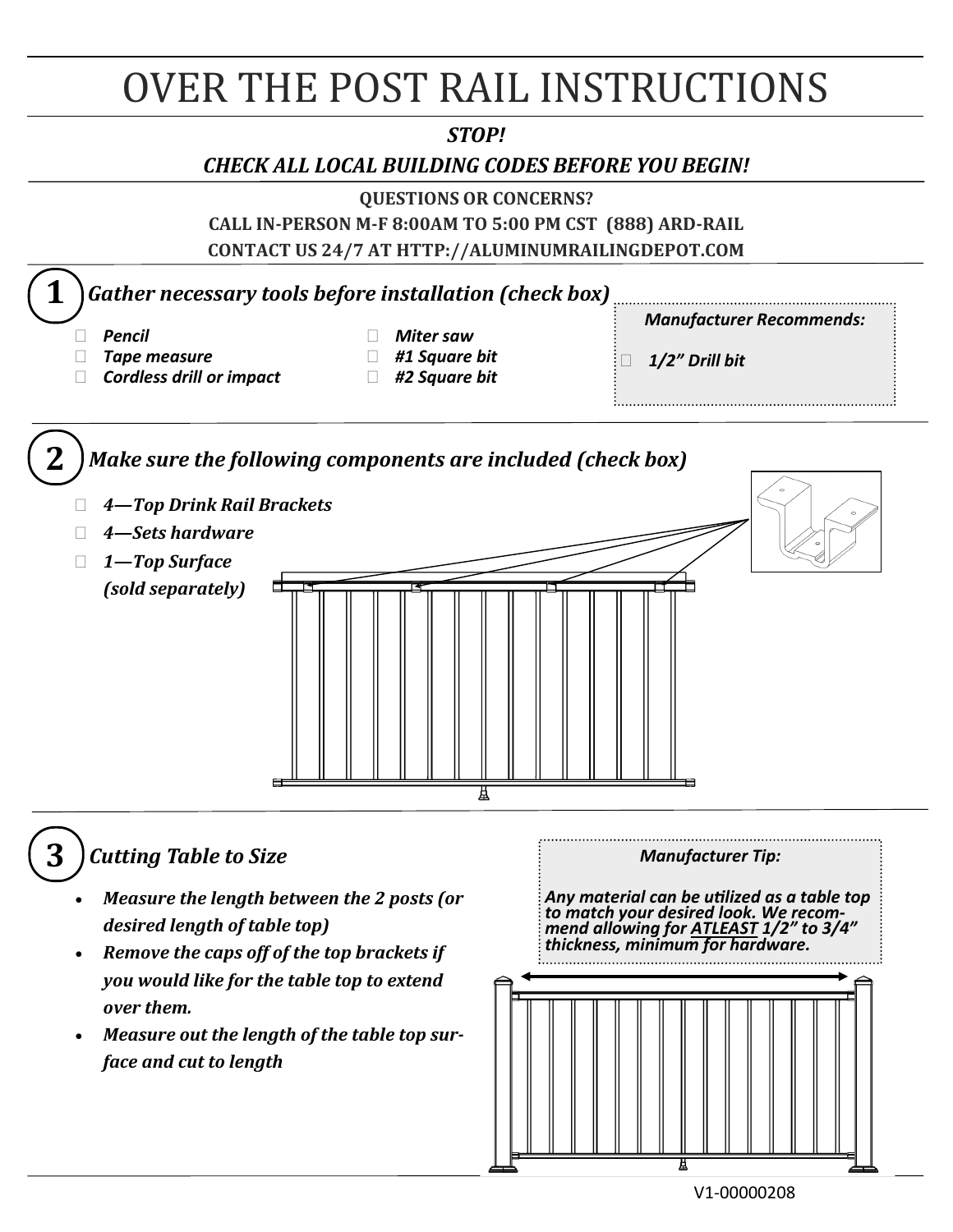# OVER THE POST RAIL INSTRUCTIONS

***STOP!***

***CHECK ALL LOCAL BUILDING CODES BEFORE YOU BEGIN!***

**QUESTIONS OR CONCERNS?**

**CALL IN-PERSON M-F 8:00AM TO 5:00 PM CST (888) ARD-RAIL**

**CONTACT US 24/7 AT HTTP://ALUMINUMRAILINGDEPOT.COM**

## 1 *Gather necessary tools before installation (check box)*

- ☐ ***Pencil***
- ☐ ***Tape measure***
- ☐ ***Cordless drill or impact***
- ☐ ***Miter saw***
- ☐ ***#1 Square bit***
- ☐ ***#2 Square bit***

***Manufacturer Recommends:***

- ☐ ***1/2" Drill bit***

## 2 *Make sure the following components are included (check box)*

- ☐ ***4—Top Drink Rail Brackets***
- ☐ ***4—Sets hardware***
- ☐ ***1—Top Surface (sold separately)***

## 3 *Cutting Table to Size*

- ***Measure the length between the 2 posts (or desired length of table top)***
- ***Remove the caps off of the top brackets if you would like for the table top to extend over them.***
- ***Measure out the length of the table top surface and cut to length***

***Manufacturer Tip:***

***Any material can be utilized as a table top to match your desired look. We recommend allowing for <u>ATLEAST</u> 1/2" to 3/4" thickness, minimum for hardware.***

V1-00000208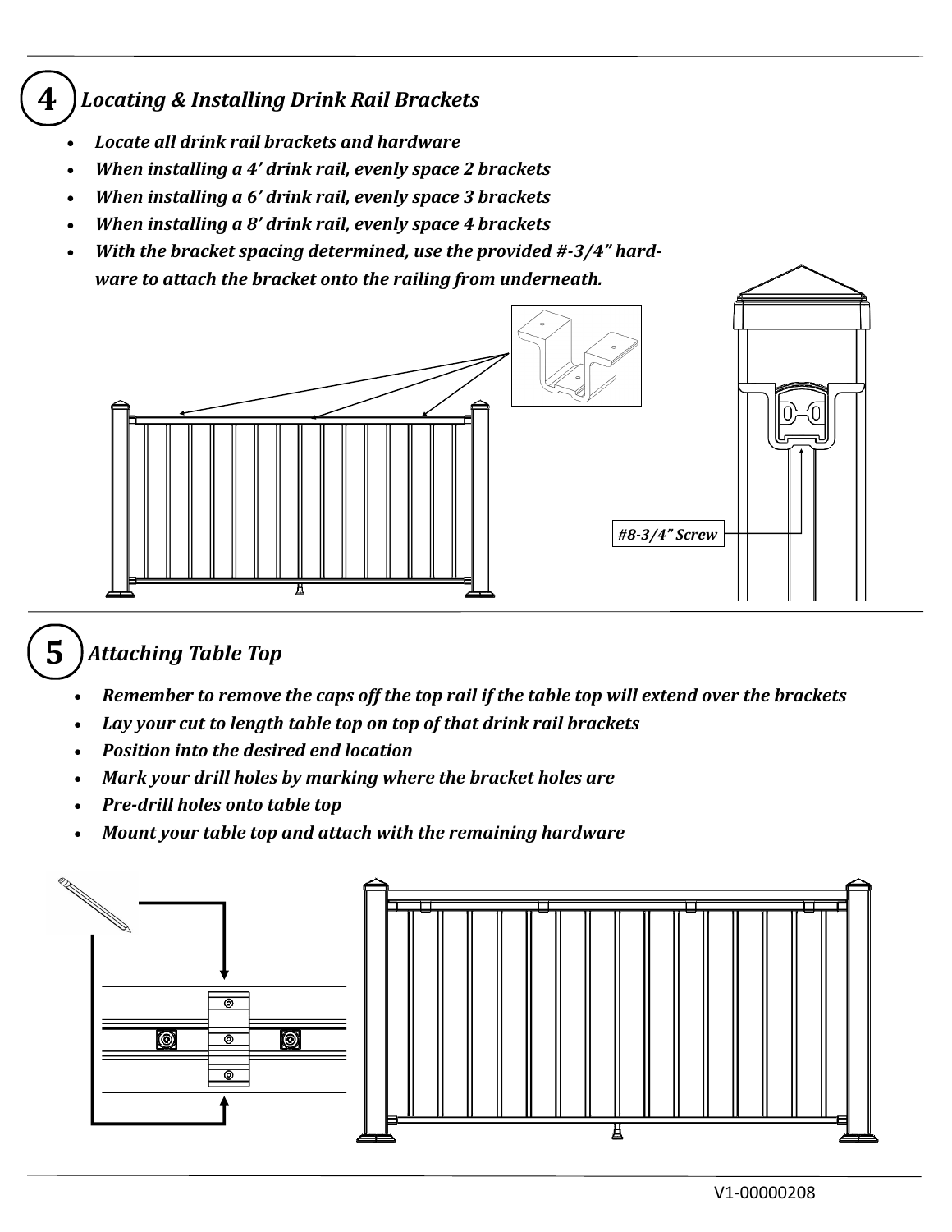## 4 Locating & Installing Drink Rail Brackets

- ***Locate all drink rail brackets and hardware***
- ***When installing a 4' drink rail, evenly space 2 brackets***
- ***When installing a 6' drink rail, evenly space 3 brackets***
- ***When installing a 8' drink rail, evenly space 4 brackets***
- ***With the bracket spacing determined, use the provided #-3/4" hardware to attach the bracket onto the railing from underneath.***

***#8-3/4" Screw***

## 5 Attaching Table Top

- ***Remember to remove the caps off the top rail if the table top will extend over the brackets***
- ***Lay your cut to length table top on top of that drink rail brackets***
- ***Position into the desired end location***
- ***Mark your drill holes by marking where the bracket holes are***
- ***Pre-drill holes onto table top***
- ***Mount your table top and attach with the remaining hardware***

V1-00000208